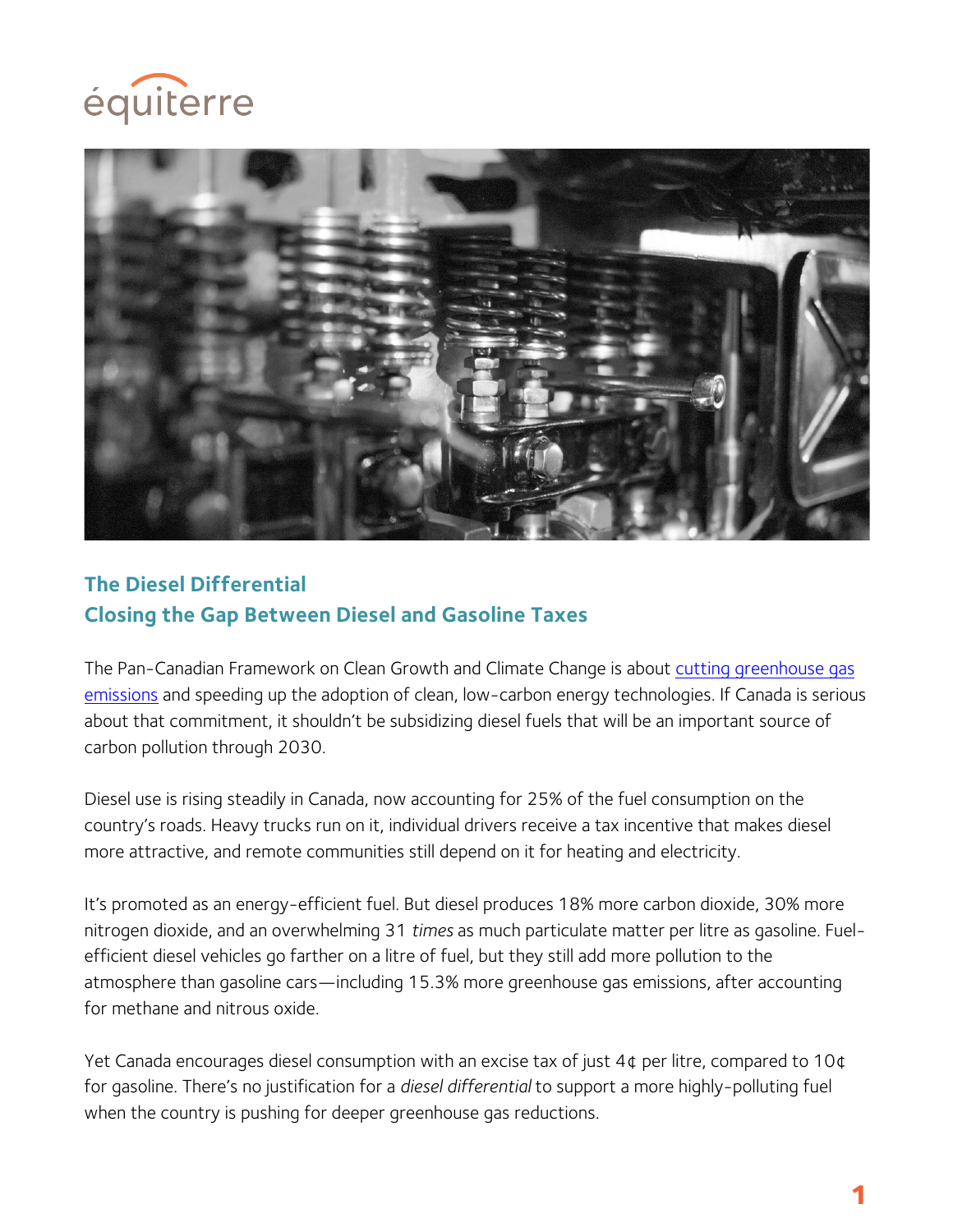équiterre

## The Diesel Differential
## Closing the Gap Between Diesel and Gasoline Taxes

The Pan-Canadian Framework on Clean Growth and Climate Change is about cutting greenhouse gas emissions and speeding up the adoption of clean, low-carbon energy technologies. If Canada is serious about that commitment, it shouldn't be subsidizing diesel fuels that will be an important source of carbon pollution through 2030.

Diesel use is rising steadily in Canada, now accounting for 25% of the fuel consumption on the country's roads. Heavy trucks run on it, individual drivers receive a tax incentive that makes diesel more attractive, and remote communities still depend on it for heating and electricity.

It's promoted as an energy-efficient fuel. But diesel produces 18% more carbon dioxide, 30% more nitrogen dioxide, and an overwhelming 31 *times* as much particulate matter per litre as gasoline. Fuel-efficient diesel vehicles go farther on a litre of fuel, but they still add more pollution to the atmosphere than gasoline cars—including 15.3% more greenhouse gas emissions, after accounting for methane and nitrous oxide.

Yet Canada encourages diesel consumption with an excise tax of just 4¢ per litre, compared to 10¢ for gasoline. There's no justification for a *diesel differential* to support a more highly-polluting fuel when the country is pushing for deeper greenhouse gas reductions.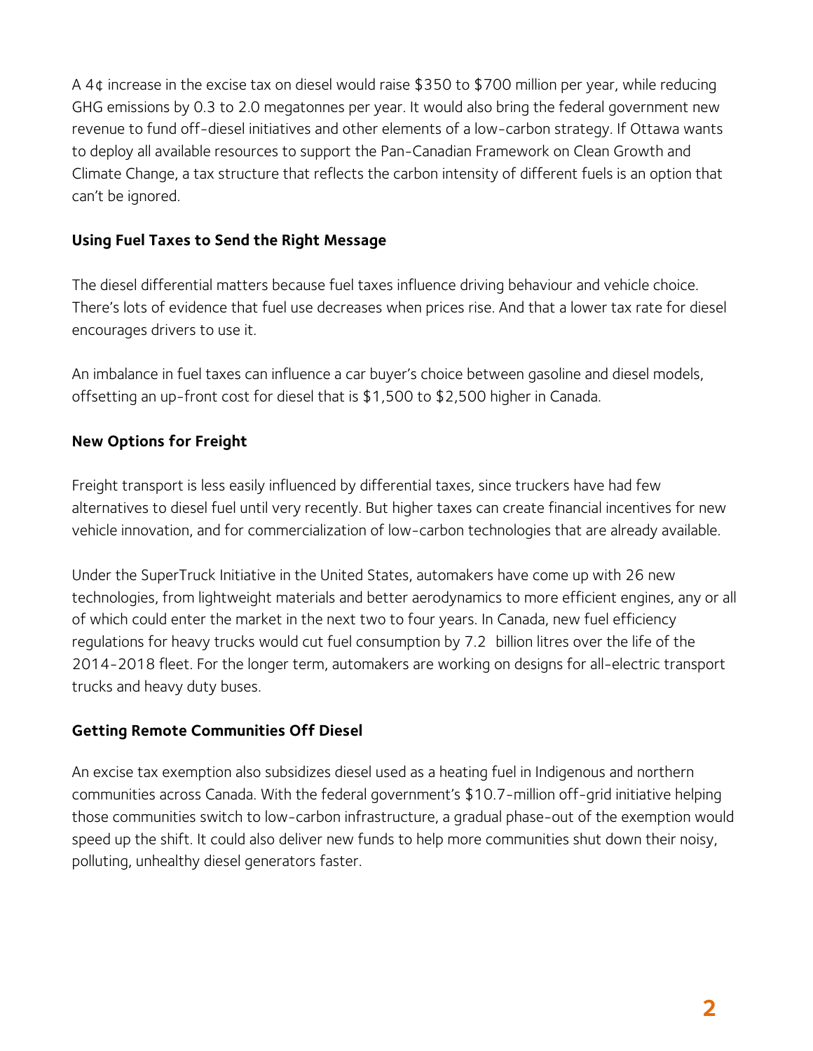A 4¢ increase in the excise tax on diesel would raise $350 to $700 million per year, while reducing GHG emissions by 0.3 to 2.0 megatonnes per year. It would also bring the federal government new revenue to fund off-diesel initiatives and other elements of a low-carbon strategy. If Ottawa wants to deploy all available resources to support the Pan-Canadian Framework on Clean Growth and Climate Change, a tax structure that reflects the carbon intensity of different fuels is an option that can't be ignored.

### Using Fuel Taxes to Send the Right Message

The diesel differential matters because fuel taxes influence driving behaviour and vehicle choice. There's lots of evidence that fuel use decreases when prices rise. And that a lower tax rate for diesel encourages drivers to use it.

An imbalance in fuel taxes can influence a car buyer's choice between gasoline and diesel models, offsetting an up-front cost for diesel that is $1,500 to $2,500 higher in Canada.

### New Options for Freight

Freight transport is less easily influenced by differential taxes, since truckers have had few alternatives to diesel fuel until very recently. But higher taxes can create financial incentives for new vehicle innovation, and for commercialization of low-carbon technologies that are already available.

Under the SuperTruck Initiative in the United States, automakers have come up with 26 new technologies, from lightweight materials and better aerodynamics to more efficient engines, any or all of which could enter the market in the next two to four years. In Canada, new fuel efficiency regulations for heavy trucks would cut fuel consumption by 7.2 billion litres over the life of the 2014-2018 fleet. For the longer term, automakers are working on designs for all-electric transport trucks and heavy duty buses.

### Getting Remote Communities Off Diesel

An excise tax exemption also subsidizes diesel used as a heating fuel in Indigenous and northern communities across Canada. With the federal government's $10.7-million off-grid initiative helping those communities switch to low-carbon infrastructure, a gradual phase-out of the exemption would speed up the shift. It could also deliver new funds to help more communities shut down their noisy, polluting, unhealthy diesel generators faster.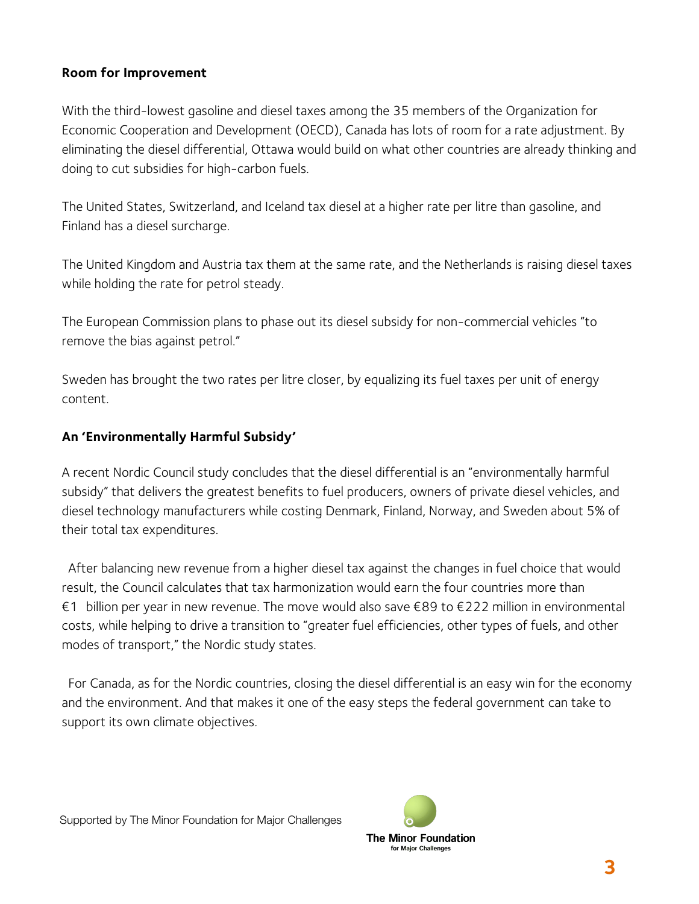**Room for Improvement**

With the third-lowest gasoline and diesel taxes among the 35 members of the Organization for Economic Cooperation and Development (OECD), Canada has lots of room for a rate adjustment. By eliminating the diesel differential, Ottawa would build on what other countries are already thinking and doing to cut subsidies for high-carbon fuels.

The United States, Switzerland, and Iceland tax diesel at a higher rate per litre than gasoline, and Finland has a diesel surcharge.

The United Kingdom and Austria tax them at the same rate, and the Netherlands is raising diesel taxes while holding the rate for petrol steady.

The European Commission plans to phase out its diesel subsidy for non-commercial vehicles "to remove the bias against petrol."

Sweden has brought the two rates per litre closer, by equalizing its fuel taxes per unit of energy content.

**An 'Environmentally Harmful Subsidy'**

A recent Nordic Council study concludes that the diesel differential is an "environmentally harmful subsidy" that delivers the greatest benefits to fuel producers, owners of private diesel vehicles, and diesel technology manufacturers while costing Denmark, Finland, Norway, and Sweden about 5% of their total tax expenditures.

After balancing new revenue from a higher diesel tax against the changes in fuel choice that would result, the Council calculates that tax harmonization would earn the four countries more than €1 billion per year in new revenue. The move would also save €89 to €222 million in environmental costs, while helping to drive a transition to "greater fuel efficiencies, other types of fuels, and other modes of transport," the Nordic study states.

For Canada, as for the Nordic countries, closing the diesel differential is an easy win for the economy and the environment. And that makes it one of the easy steps the federal government can take to support its own climate objectives.

Supported by The Minor Foundation for Major Challenges

The Minor Foundation for Major Challenges